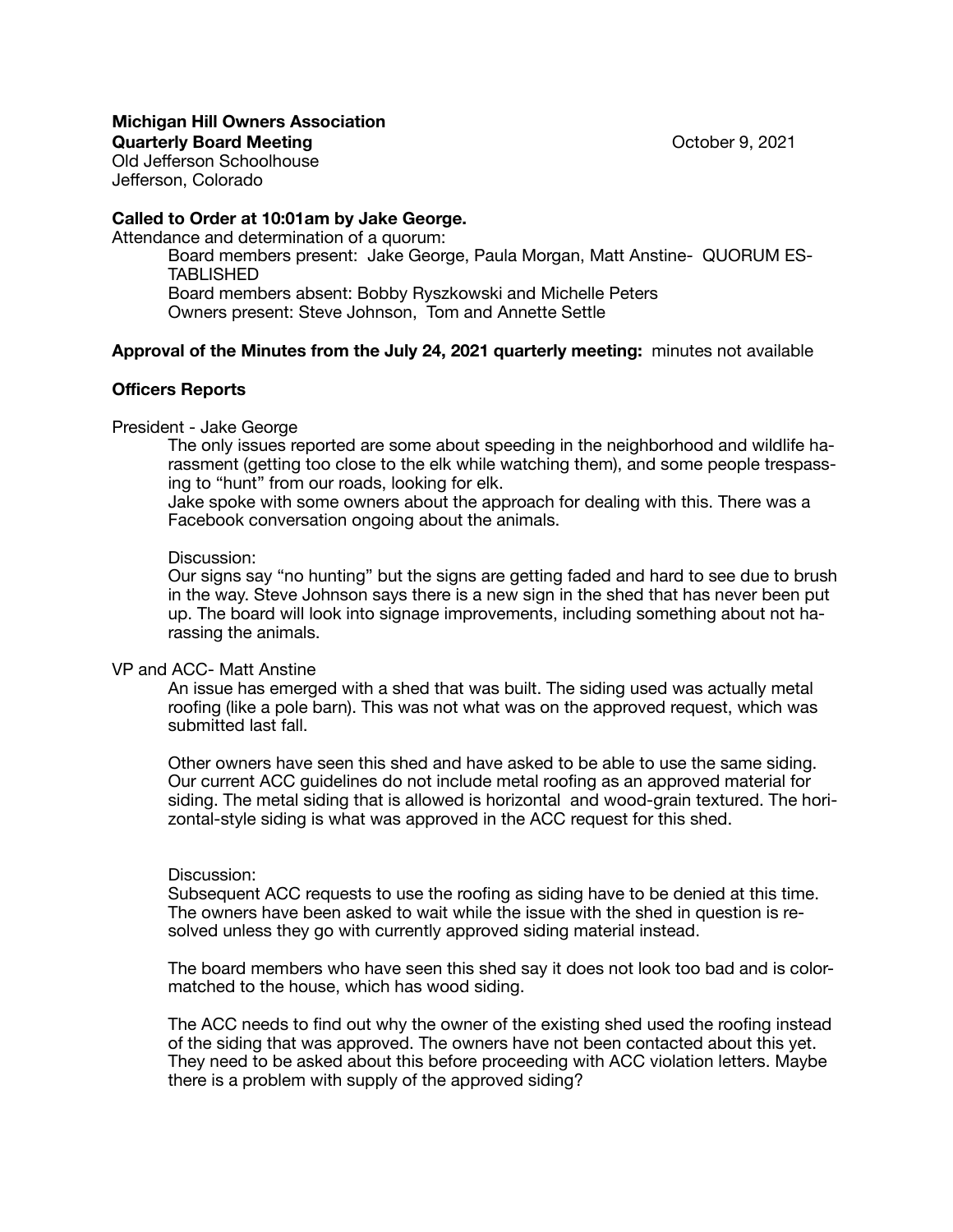**Michigan Hill Owners Association**
**Quarterly Board Meeting** October 9, 2021
Old Jefferson Schoolhouse
Jefferson, Colorado

**Called to Order at 10:01am by Jake George.**

Attendance and determination of a quorum:

Board members present: Jake George, Paula Morgan, Matt Anstine- QUORUM ESTABLISHED
Board members absent: Bobby Ryszkowski and Michelle Peters
Owners present: Steve Johnson, Tom and Annette Settle

**Approval of the Minutes from the July 24, 2021 quarterly meeting:** minutes not available

**Officers Reports**

President - Jake George

The only issues reported are some about speeding in the neighborhood and wildlife harassment (getting too close to the elk while watching them), and some people trespassing to "hunt" from our roads, looking for elk.
Jake spoke with some owners about the approach for dealing with this. There was a Facebook conversation ongoing about the animals.

Discussion:
Our signs say "no hunting" but the signs are getting faded and hard to see due to brush in the way. Steve Johnson says there is a new sign in the shed that has never been put up. The board will look into signage improvements, including something about not harassing the animals.

VP and ACC- Matt Anstine

An issue has emerged with a shed that was built. The siding used was actually metal roofing (like a pole barn). This was not what was on the approved request, which was submitted last fall.

Other owners have seen this shed and have asked to be able to use the same siding. Our current ACC guidelines do not include metal roofing as an approved material for siding. The metal siding that is allowed is horizontal and wood-grain textured. The horizontal-style siding is what was approved in the ACC request for this shed.

Discussion:
Subsequent ACC requests to use the roofing as siding have to be denied at this time. The owners have been asked to wait while the issue with the shed in question is resolved unless they go with currently approved siding material instead.

The board members who have seen this shed say it does not look too bad and is color-matched to the house, which has wood siding.

The ACC needs to find out why the owner of the existing shed used the roofing instead of the siding that was approved. The owners have not been contacted about this yet. They need to be asked about this before proceeding with ACC violation letters. Maybe there is a problem with supply of the approved siding?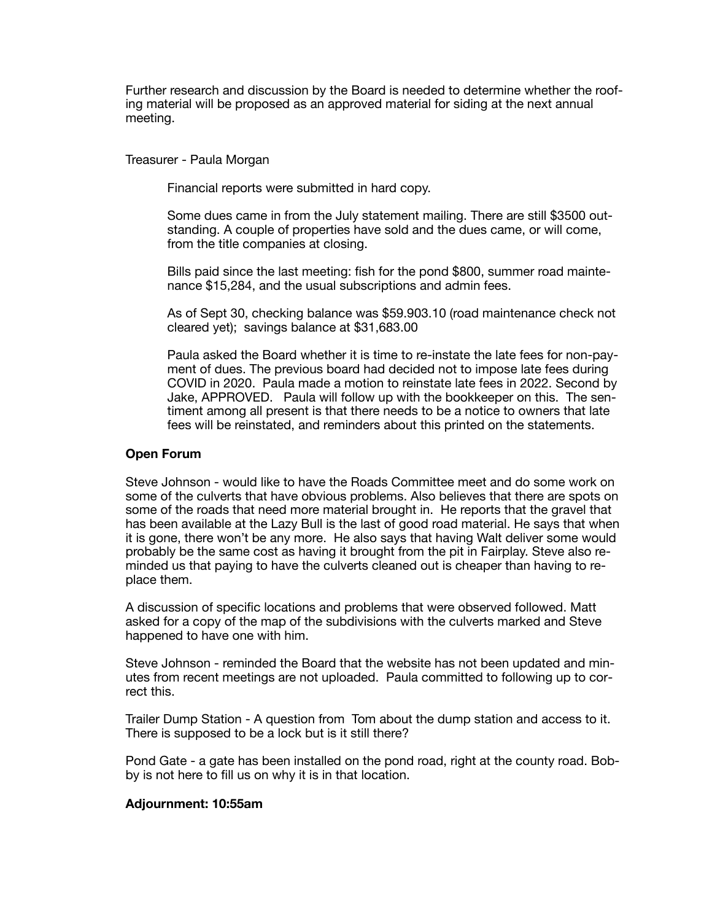Further research and discussion by the Board is needed to determine whether the roofing material will be proposed as an approved material for siding at the next annual meeting.

Treasurer - Paula Morgan

Financial reports were submitted in hard copy.

Some dues came in from the July statement mailing. There are still $3500 outstanding. A couple of properties have sold and the dues came, or will come, from the title companies at closing.

Bills paid since the last meeting: fish for the pond $800, summer road maintenance $15,284, and the usual subscriptions and admin fees.

As of Sept 30, checking balance was $59.903.10 (road maintenance check not cleared yet); savings balance at $31,683.00

Paula asked the Board whether it is time to re-instate the late fees for non-payment of dues. The previous board had decided not to impose late fees during COVID in 2020. Paula made a motion to reinstate late fees in 2022. Second by Jake, APPROVED. Paula will follow up with the bookkeeper on this. The sentiment among all present is that there needs to be a notice to owners that late fees will be reinstated, and reminders about this printed on the statements.

**Open Forum**

Steve Johnson - would like to have the Roads Committee meet and do some work on some of the culverts that have obvious problems. Also believes that there are spots on some of the roads that need more material brought in. He reports that the gravel that has been available at the Lazy Bull is the last of good road material. He says that when it is gone, there won't be any more. He also says that having Walt deliver some would probably be the same cost as having it brought from the pit in Fairplay. Steve also reminded us that paying to have the culverts cleaned out is cheaper than having to replace them.

A discussion of specific locations and problems that were observed followed. Matt asked for a copy of the map of the subdivisions with the culverts marked and Steve happened to have one with him.

Steve Johnson - reminded the Board that the website has not been updated and minutes from recent meetings are not uploaded. Paula committed to following up to correct this.

Trailer Dump Station - A question from Tom about the dump station and access to it. There is supposed to be a lock but is it still there?

Pond Gate - a gate has been installed on the pond road, right at the county road. Bobby is not here to fill us on why it is in that location.

**Adjournment: 10:55am**